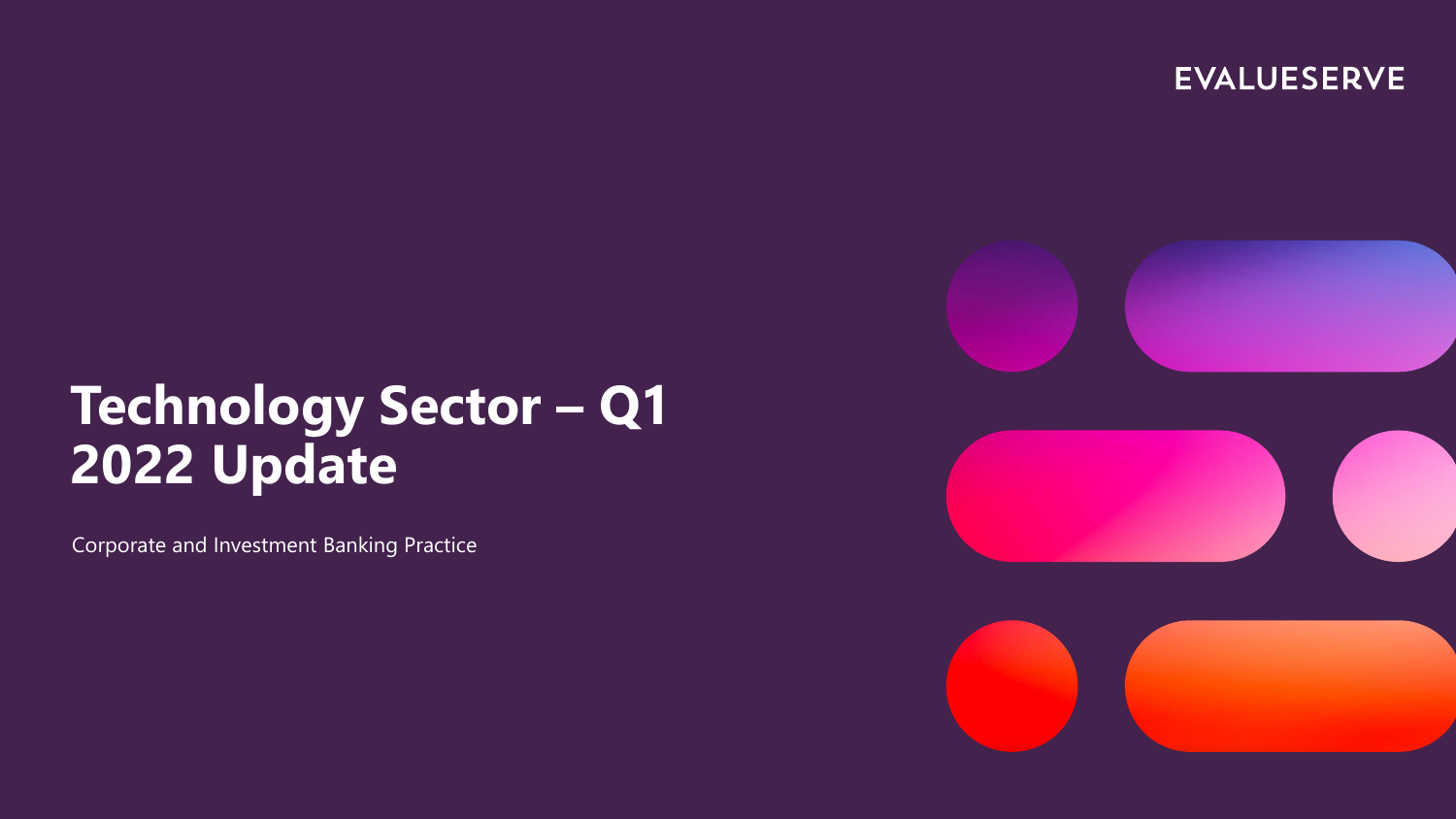EVALUESERVE

# Technology Sector – Q1 2022 Update

Corporate and Investment Banking Practice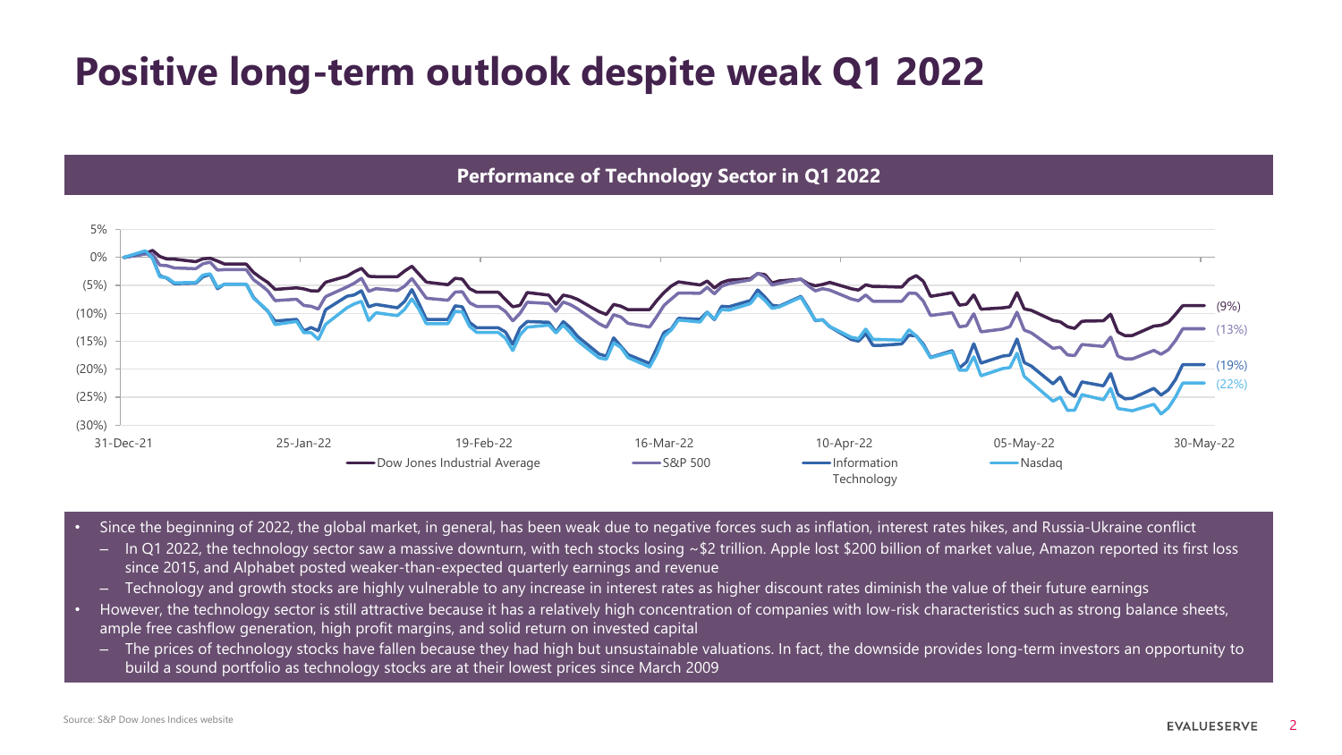# Positive long-term outlook despite weak Q1 2022

**Performance of Technology Sector in Q1 2022**

- Since the beginning of 2022, the global market, in general, has been weak due to negative forces such as inflation, interest rates hikes, and Russia-Ukraine conflict
  - In Q1 2022, the technology sector saw a massive downturn, with tech stocks losing ~$2 trillion. Apple lost $200 billion of market value, Amazon reported its first loss since 2015, and Alphabet posted weaker-than-expected quarterly earnings and revenue
  - Technology and growth stocks are highly vulnerable to any increase in interest rates as higher discount rates diminish the value of their future earnings
- However, the technology sector is still attractive because it has a relatively high concentration of companies with low-risk characteristics such as strong balance sheets, ample free cashflow generation, high profit margins, and solid return on invested capital
  - The prices of technology stocks have fallen because they had high but unsustainable valuations. In fact, the downside provides long-term investors an opportunity to build a sound portfolio as technology stocks are at their lowest prices since March 2009

Source: S&P Dow Jones Indices website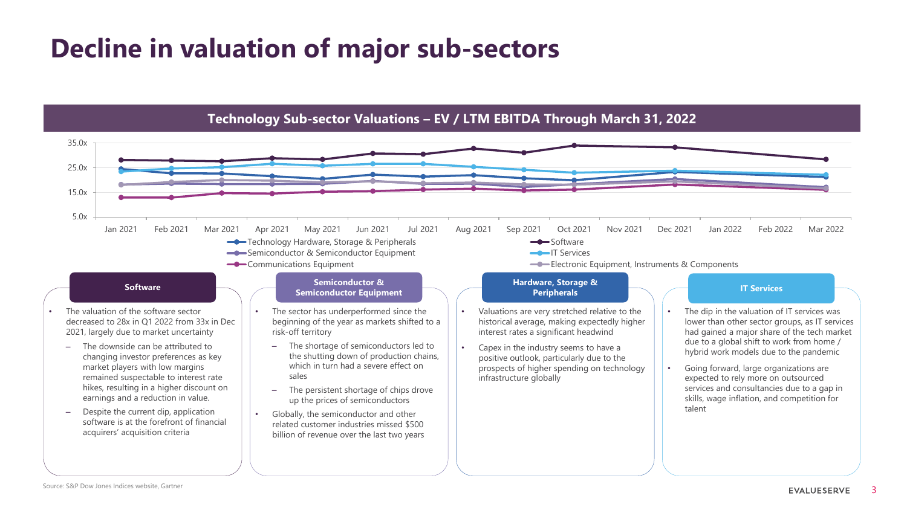# Decline in valuation of major sub-sectors

## Technology Sub-sector Valuations – EV / LTM EBITDA Through March 31, 2022

35.0x
25.0x
15.0x
5.0x

Jan 2021 | Feb 2021 | Mar 2021 | Apr 2021 | May 2021 | Jun 2021 | Jul 2021 | Aug 2021 | Sep 2021 | Oct 2021 | Nov 2021 | Dec 2021 | Jan 2022 | Feb 2022 | Mar 2022

- Technology Hardware, Storage & Peripherals
- Semiconductor & Semiconductor Equipment
- Communications Equipment
- Software
- IT Services
- Electronic Equipment, Instruments & Components

### Software

- The valuation of the software sector decreased to 28x in Q1 2022 from 33x in Dec 2021, largely due to market uncertainty
  - The downside can be attributed to changing investor preferences as key market players with low margins remained suspectable to interest rate hikes, resulting in a higher discount on earnings and a reduction in value.
  - Despite the current dip, application software is at the forefront of financial acquirers' acquisition criteria

### Semiconductor & Semiconductor Equipment

- The sector has underperformed since the beginning of the year as markets shifted to a risk-off territory
  - The shortage of semiconductors led to the shutting down of production chains, which in turn had a severe effect on sales
  - The persistent shortage of chips drove up the prices of semiconductors
- Globally, the semiconductor and other related customer industries missed $500 billion of revenue over the last two years

### Hardware, Storage & Peripherals

- Valuations are very stretched relative to the historical average, making expectedly higher interest rates a significant headwind
- Capex in the industry seems to have a positive outlook, particularly due to the prospects of higher spending on technology infrastructure globally

### IT Services

- The dip in the valuation of IT services was lower than other sector groups, as IT services had gained a major share of the tech market due to a global shift to work from home / hybrid work models due to the pandemic
- Going forward, large organizations are expected to rely more on outsourced services and consultancies due to a gap in skills, wage inflation, and competition for talent

Source: S&P Dow Jones Indices website, Gartner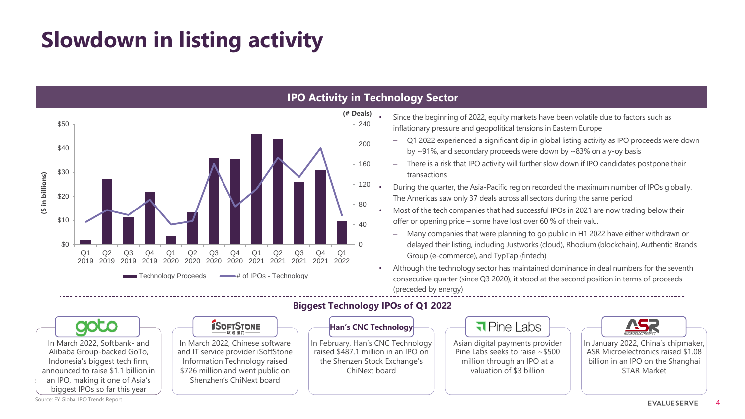# Slowdown in listing activity

## IPO Activity in Technology Sector

($ in billions) — Technology Proceeds; (# Deals) — # of IPOs - Technology

Q1 2019, Q2 2019, Q3 2019, Q4 2019, Q1 2020, Q2 2020, Q3 2020, Q4 2020, Q1 2021, Q2 2021, Q3 2021, Q4 2021, Q1 2022

- Since the beginning of 2022, equity markets have been volatile due to factors such as inflationary pressure and geopolitical tensions in Eastern Europe
  - Q1 2022 experienced a significant dip in global listing activity as IPO proceeds were down by ~91%, and secondary proceeds were down by ~83% on a y-oy basis
  - There is a risk that IPO activity will further slow down if IPO candidates postpone their transactions
- During the quarter, the Asia-Pacific region recorded the maximum number of IPOs globally. The Americas saw only 37 deals across all sectors during the same period
- Most of the tech companies that had successful IPOs in 2021 are now trading below their offer or opening price – some have lost over 60 % of their valu.
  - Many companies that were planning to go public in H1 2022 have either withdrawn or delayed their listing, including Justworks (cloud), Rhodium (blockchain), Authentic Brands Group (e-commerce), and TypTap (fintech)
- Although the technology sector has maintained dominance in deal numbers for the seventh consecutive quarter (since Q3 2020), it stood at the second position in terms of proceeds (preceded by energy)

## Biggest Technology IPOs of Q1 2022

**goto**: In March 2022, Softbank- and Alibaba Group-backed GoTo, Indonesia's biggest tech firm, announced to raise $1.1 billion in an IPO, making it one of Asia's biggest IPOs so far this year

**iSoftStone**: In March 2022, Chinese software and IT service provider iSoftStone Information Technology raised $726 million and went public on Shenzhen's ChiNext board

**Han's CNC Technology**: In February, Han's CNC Technology raised $487.1 million in an IPO on the Shenzen Stock Exchange's ChiNext board

**Pine Labs**: Asian digital payments provider Pine Labs seeks to raise ~$500 million through an IPO at a valuation of $3 billion

**ASR**: In January 2022, China's chipmaker, ASR Microelectronics raised $1.08 billion in an IPO on the Shanghai STAR Market

Source: EY Global IPO Trends Report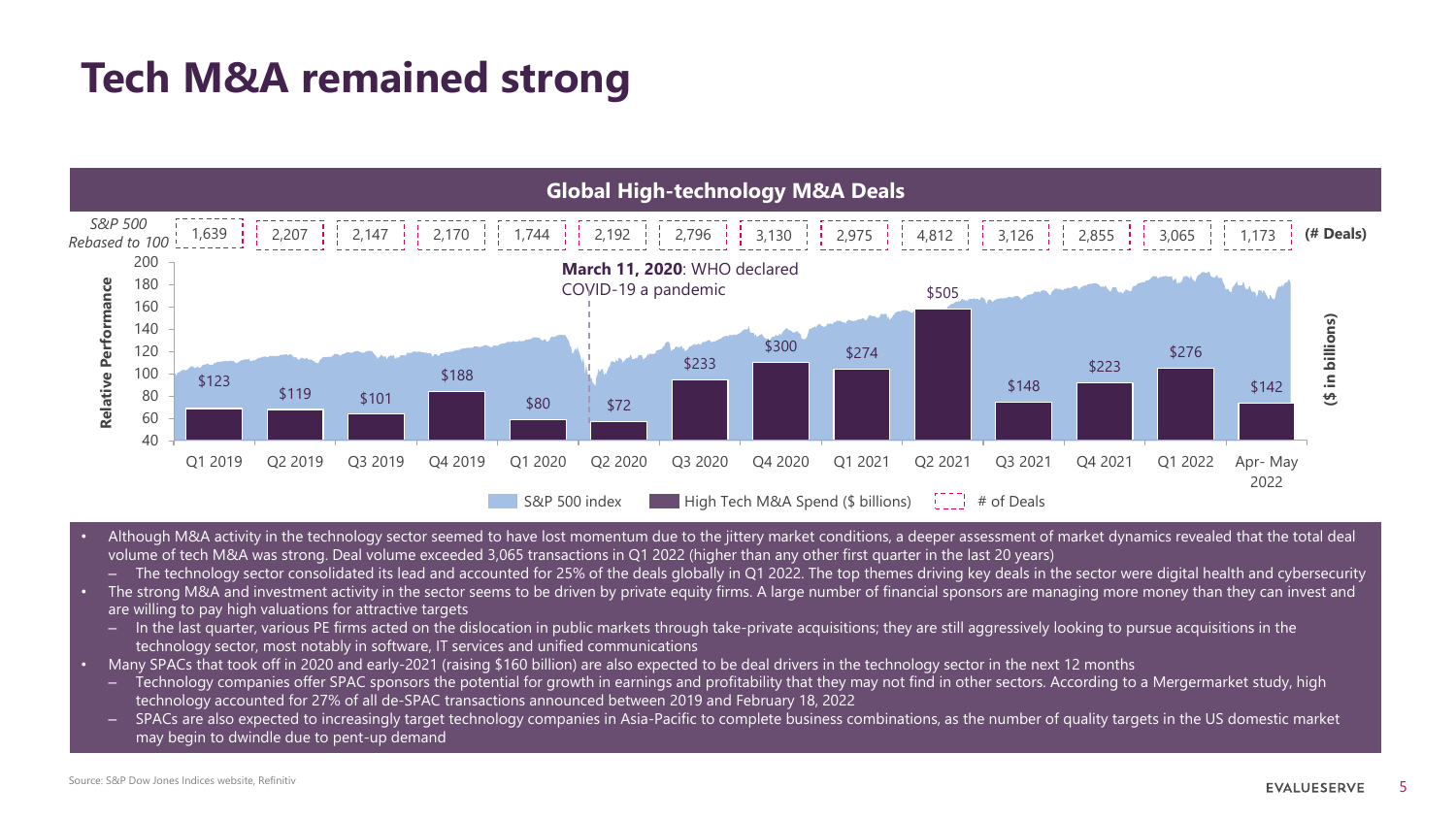# Tech M&A remained strong

## Global High-technology M&A Deals

| Period | # Deals | High Tech M&A Spend ($ billions) |
|---|---|---|
| Q1 2019 | 1,639 | $123 |
| Q2 2019 | 2,207 | $119 |
| Q3 2019 | 2,147 | $101 |
| Q4 2019 | 2,170 | $188 |
| Q1 2020 | 1,744 | $80 |
| Q2 2020 | 2,192 | $72 |
| Q3 2020 | 2,796 | $233 |
| Q4 2020 | 3,130 | $300 |
| Q1 2021 | 2,975 | $274 |
| Q2 2021 | 4,812 | $505 |
| Q3 2021 | 3,126 | $148 |
| Q4 2021 | 2,855 | $223 |
| Q1 2022 | 3,065 | $276 |
| Apr- May 2022 | 1,173 | $142 |

S&P 500 Rebased to 100 (Relative Performance); **March 11, 2020**: WHO declared COVID-19 a pandemic

Legend: S&P 500 index; High Tech M&A Spend ($ billions); # of Deals

- Although M&A activity in the technology sector seemed to have lost momentum due to the jittery market conditions, a deeper assessment of market dynamics revealed that the total deal volume of tech M&A was strong. Deal volume exceeded 3,065 transactions in Q1 2022 (higher than any other first quarter in the last 20 years)
  - The technology sector consolidated its lead and accounted for 25% of the deals globally in Q1 2022. The top themes driving key deals in the sector were digital health and cybersecurity
- The strong M&A and investment activity in the sector seems to be driven by private equity firms. A large number of financial sponsors are managing more money than they can invest and are willing to pay high valuations for attractive targets
  - In the last quarter, various PE firms acted on the dislocation in public markets through take-private acquisitions; they are still aggressively looking to pursue acquisitions in the technology sector, most notably in software, IT services and unified communications
- Many SPACs that took off in 2020 and early-2021 (raising $160 billion) are also expected to be deal drivers in the technology sector in the next 12 months
  - Technology companies offer SPAC sponsors the potential for growth in earnings and profitability that they may not find in other sectors. According to a Mergermarket study, high technology accounted for 27% of all de-SPAC transactions announced between 2019 and February 18, 2022
  - SPACs are also expected to increasingly target technology companies in Asia-Pacific to complete business combinations, as the number of quality targets in the US domestic market may begin to dwindle due to pent-up demand

Source: S&P Dow Jones Indices website, Refinitiv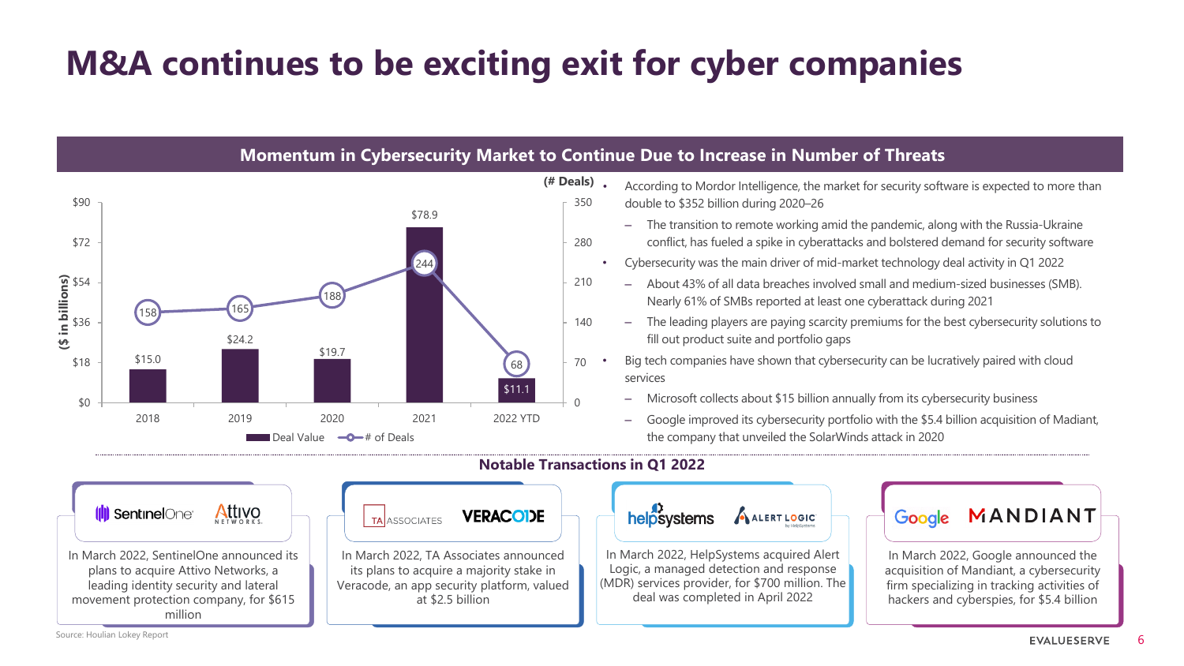# M&A continues to be exciting exit for cyber companies

## Momentum in Cybersecurity Market to Continue Due to Increase in Number of Threats

| Year | Deal Value ($ in billions) | # of Deals |
|---|---|---|
| 2018 | $15.0 | 158 |
| 2019 | $24.2 | 165 |
| 2020 | $19.7 | 188 |
| 2021 | $78.9 | 244 |
| 2022 YTD | $11.1 | 68 |

- According to Mordor Intelligence, the market for security software is expected to more than double to $352 billion during 2020–26
  - The transition to remote working amid the pandemic, along with the Russia-Ukraine conflict, has fueled a spike in cyberattacks and bolstered demand for security software
- Cybersecurity was the main driver of mid-market technology deal activity in Q1 2022
  - About 43% of all data breaches involved small and medium-sized businesses (SMB). Nearly 61% of SMBs reported at least one cyberattack during 2021
  - The leading players are paying scarcity premiums for the best cybersecurity solutions to fill out product suite and portfolio gaps
- Big tech companies have shown that cybersecurity can be lucratively paired with cloud services
  - Microsoft collects about $15 billion annually from its cybersecurity business
  - Google improved its cybersecurity portfolio with the $5.4 billion acquisition of Madiant, the company that unveiled the SolarWinds attack in 2020

## Notable Transactions in Q1 2022

**SentinelOne / Attivo Networks**
In March 2022, SentinelOne announced its plans to acquire Attivo Networks, a leading identity security and lateral movement protection company, for $615 million

**TA Associates / Veracode**
In March 2022, TA Associates announced its plans to acquire a majority stake in Veracode, an app security platform, valued at $2.5 billion

**HelpSystems / Alert Logic**
In March 2022, HelpSystems acquired Alert Logic, a managed detection and response (MDR) services provider, for $700 million. The deal was completed in April 2022

**Google / Mandiant**
In March 2022, Google announced the acquisition of Mandiant, a cybersecurity firm specializing in tracking activities of hackers and cyberspies, for $5.4 billion

Source: Houlian Lokey Report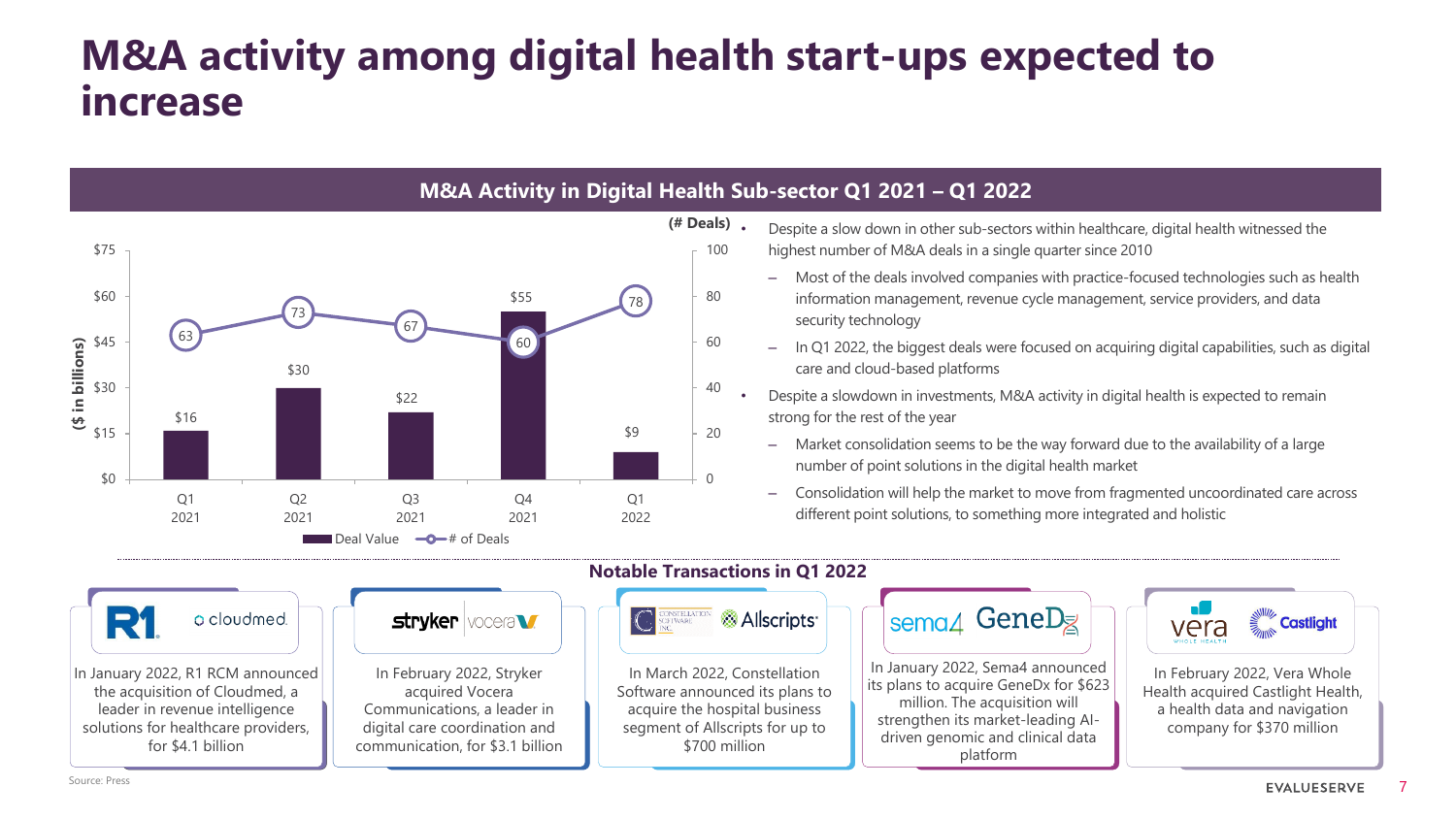# M&A activity among digital health start-ups expected to increase

## M&A Activity in Digital Health Sub-sector Q1 2021 – Q1 2022

| Quarter | Deal Value ($ in billions) | # of Deals |
|---|---|---|
| Q1 2021 | $16 | 63 |
| Q2 2021 | $30 | 73 |
| Q3 2021 | $22 | 67 |
| Q4 2021 | $55 | 60 |
| Q1 2022 | $9 | 78 |

- Despite a slow down in other sub-sectors within healthcare, digital health witnessed the highest number of M&A deals in a single quarter since 2010
  - Most of the deals involved companies with practice-focused technologies such as health information management, revenue cycle management, service providers, and data security technology
  - In Q1 2022, the biggest deals were focused on acquiring digital capabilities, such as digital care and cloud-based platforms
- Despite a slowdown in investments, M&A activity in digital health is expected to remain strong for the rest of the year
  - Market consolidation seems to be the way forward due to the availability of a large number of point solutions in the digital health market
  - Consolidation will help the market to move from fragmented uncoordinated care across different point solutions, to something more integrated and holistic

## Notable Transactions in Q1 2022

**R1 / cloudmed:** In January 2022, R1 RCM announced the acquisition of Cloudmed, a leader in revenue intelligence solutions for healthcare providers, for $4.1 billion

**stryker / vocera:** In February 2022, Stryker acquired Vocera Communications, a leader in digital care coordination and communication, for $3.1 billion

**Constellation Software Inc. / Allscripts:** In March 2022, Constellation Software announced its plans to acquire the hospital business segment of Allscripts for up to $700 million

**sema4 / GeneDx:** In January 2022, Sema4 announced its plans to acquire GeneDx for $623 million. The acquisition will strengthen its market-leading AI-driven genomic and clinical data platform

**vera / Castlight:** In February 2022, Vera Whole Health acquired Castlight Health, a health data and navigation company for $370 million

Source: Press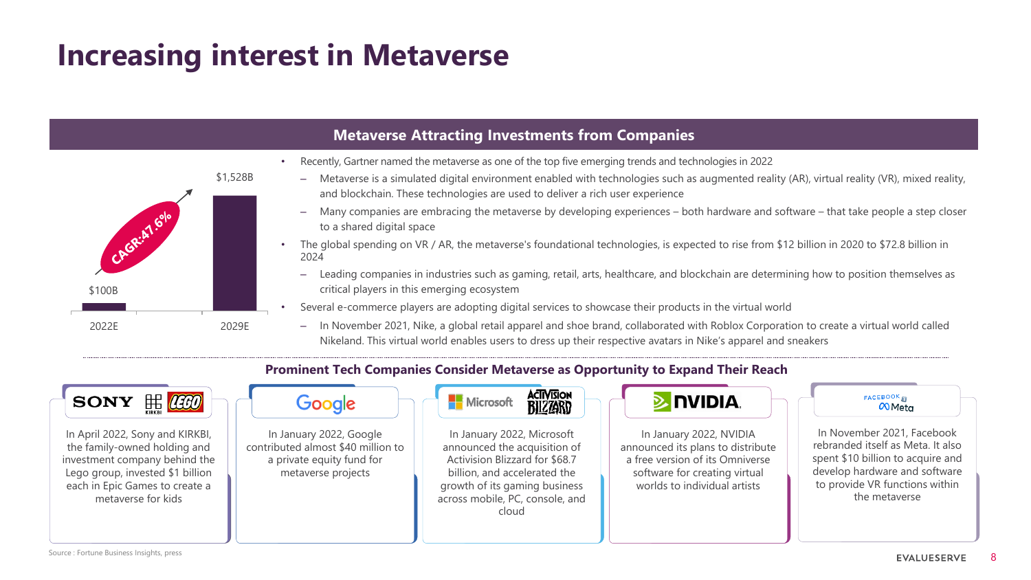# Increasing interest in Metaverse

## Metaverse Attracting Investments from Companies

| | 2022E | 2029E |
|---|---|---|
| Market size | $100B | $1,528B |

CAGR:47.6%

- Recently, Gartner named the metaverse as one of the top five emerging trends and technologies in 2022
  - Metaverse is a simulated digital environment enabled with technologies such as augmented reality (AR), virtual reality (VR), mixed reality, and blockchain. These technologies are used to deliver a rich user experience
  - Many companies are embracing the metaverse by developing experiences – both hardware and software – that take people a step closer to a shared digital space
- The global spending on VR / AR, the metaverse's foundational technologies, is expected to rise from $12 billion in 2020 to $72.8 billion in 2024
  - Leading companies in industries such as gaming, retail, arts, healthcare, and blockchain are determining how to position themselves as critical players in this emerging ecosystem
- Several e-commerce players are adopting digital services to showcase their products in the virtual world
  - In November 2021, Nike, a global retail apparel and shoe brand, collaborated with Roblox Corporation to create a virtual world called Nikeland. This virtual world enables users to dress up their respective avatars in Nike's apparel and sneakers

## Prominent Tech Companies Consider Metaverse as Opportunity to Expand Their Reach

**SONY / KIRKBI / LEGO**

In April 2022, Sony and KIRKBI, the family-owned holding and investment company behind the Lego group, invested $1 billion each in Epic Games to create a metaverse for kids

**Google**

In January 2022, Google contributed almost $40 million to a private equity fund for metaverse projects

**Microsoft / Activision Blizzard**

In January 2022, Microsoft announced the acquisition of Activision Blizzard for $68.7 billion, and accelerated the growth of its gaming business across mobile, PC, console, and cloud

**NVIDIA**

In January 2022, NVIDIA announced its plans to distribute a free version of its Omniverse software for creating virtual worlds to individual artists

**Facebook / Meta**

In November 2021, Facebook rebranded itself as Meta. It also spent $10 billion to acquire and develop hardware and software to provide VR functions within the metaverse

Source : Fortune Business Insights, press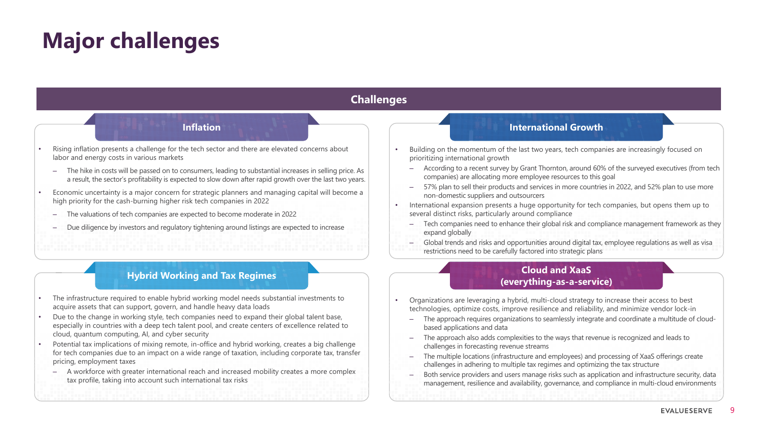# Major challenges

## Challenges

### Inflation

- Rising inflation presents a challenge for the tech sector and there are elevated concerns about labor and energy costs in various markets
  - The hike in costs will be passed on to consumers, leading to substantial increases in selling price. As a result, the sector's profitability is expected to slow down after rapid growth over the last two years.
- Economic uncertainty is a major concern for strategic planners and managing capital will become a high priority for the cash-burning higher risk tech companies in 2022
  - The valuations of tech companies are expected to become moderate in 2022
  - Due diligence by investors and regulatory tightening around listings are expected to increase

### International Growth

- Building on the momentum of the last two years, tech companies are increasingly focused on prioritizing international growth
  - According to a recent survey by Grant Thornton, around 60% of the surveyed executives (from tech companies) are allocating more employee resources to this goal
  - 57% plan to sell their products and services in more countries in 2022, and 52% plan to use more non-domestic suppliers and outsourcers
- International expansion presents a huge opportunity for tech companies, but opens them up to several distinct risks, particularly around compliance
  - Tech companies need to enhance their global risk and compliance management framework as they expand globally
  - Global trends and risks and opportunities around digital tax, employee regulations as well as visa restrictions need to be carefully factored into strategic plans

### Hybrid Working and Tax Regimes

- The infrastructure required to enable hybrid working model needs substantial investments to acquire assets that can support, govern, and handle heavy data loads
- Due to the change in working style, tech companies need to expand their global talent base, especially in countries with a deep tech talent pool, and create centers of excellence related to cloud, quantum computing, AI, and cyber security
- Potential tax implications of mixing remote, in-office and hybrid working, creates a big challenge for tech companies due to an impact on a wide range of taxation, including corporate tax, transfer pricing, employment taxes
  - A workforce with greater international reach and increased mobility creates a more complex tax profile, taking into account such international tax risks

### Cloud and XaaS (everything-as-a-service)

- Organizations are leveraging a hybrid, multi-cloud strategy to increase their access to best technologies, optimize costs, improve resilience and reliability, and minimize vendor lock-in
  - The approach requires organizations to seamlessly integrate and coordinate a multitude of cloud-based applications and data
  - The approach also adds complexities to the ways that revenue is recognized and leads to challenges in forecasting revenue streams
  - The multiple locations (infrastructure and employees) and processing of XaaS offerings create challenges in adhering to multiple tax regimes and optimizing the tax structure
  - Both service providers and users manage risks such as application and infrastructure security, data management, resilience and availability, governance, and compliance in multi-cloud environments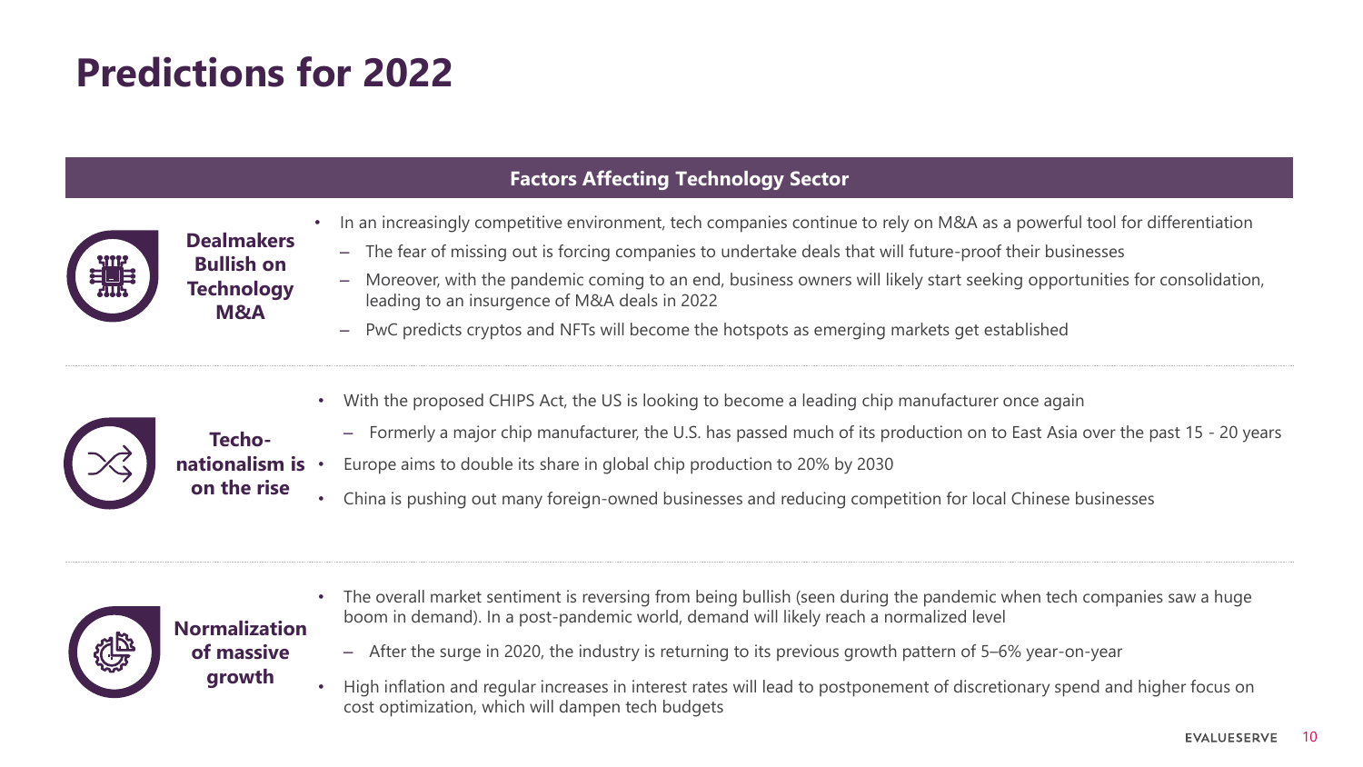# Predictions for 2022

## Factors Affecting Technology Sector

### Dealmakers Bullish on Technology M&A

- In an increasingly competitive environment, tech companies continue to rely on M&A as a powerful tool for differentiation
  - The fear of missing out is forcing companies to undertake deals that will future-proof their businesses
  - Moreover, with the pandemic coming to an end, business owners will likely start seeking opportunities for consolidation, leading to an insurgence of M&A deals in 2022
  - PwC predicts cryptos and NFTs will become the hotspots as emerging markets get established

### Techo-nationalism is on the rise

- With the proposed CHIPS Act, the US is looking to become a leading chip manufacturer once again
  - Formerly a major chip manufacturer, the U.S. has passed much of its production on to East Asia over the past 15 - 20 years
- Europe aims to double its share in global chip production to 20% by 2030
- China is pushing out many foreign-owned businesses and reducing competition for local Chinese businesses

### Normalization of massive growth

- The overall market sentiment is reversing from being bullish (seen during the pandemic when tech companies saw a huge boom in demand). In a post-pandemic world, demand will likely reach a normalized level
  - After the surge in 2020, the industry is returning to its previous growth pattern of 5–6% year-on-year
- High inflation and regular increases in interest rates will lead to postponement of discretionary spend and higher focus on cost optimization, which will dampen tech budgets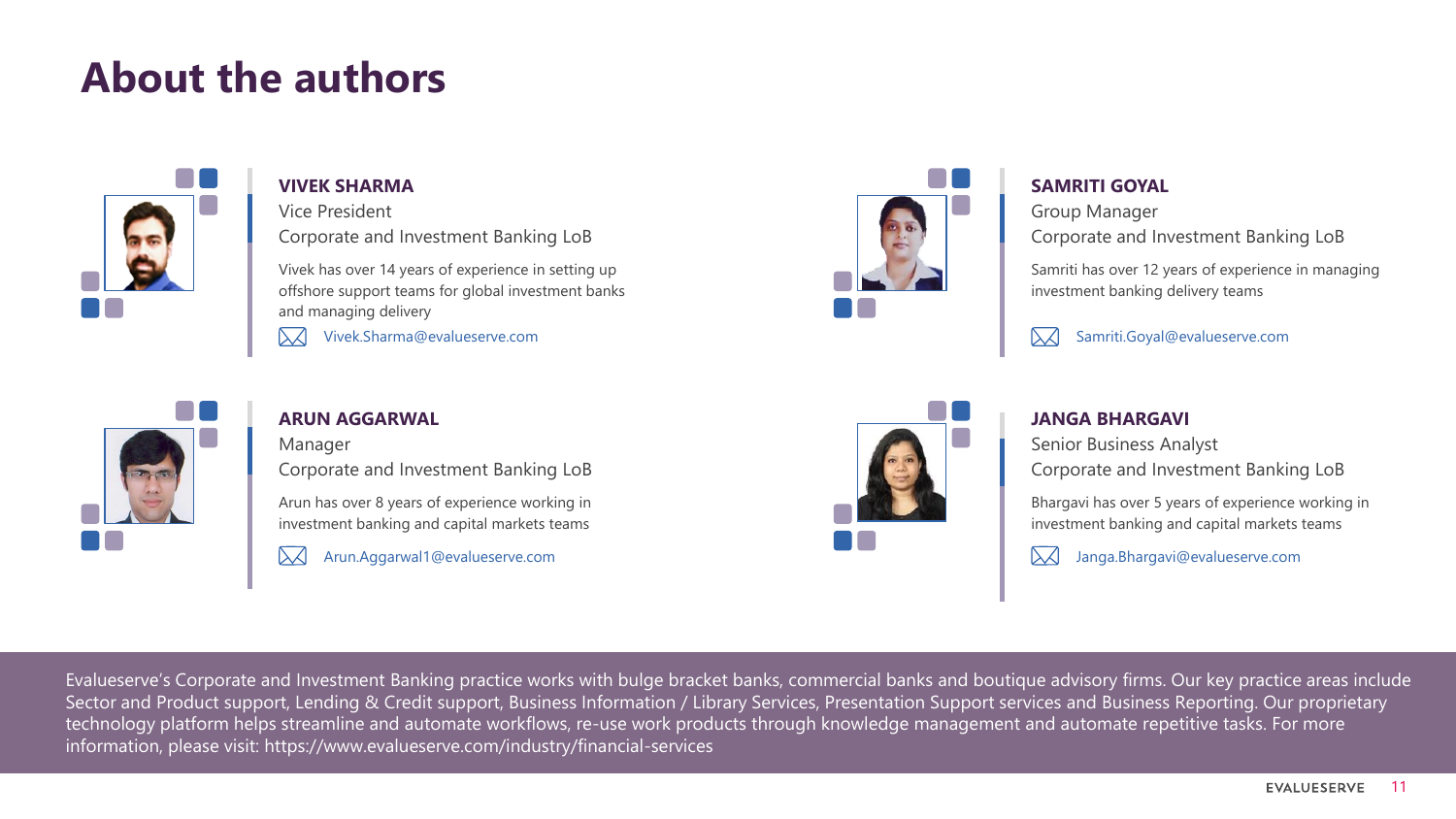# About the authors

**VIVEK SHARMA**
Vice President
Corporate and Investment Banking LoB

Vivek has over 14 years of experience in setting up offshore support teams for global investment banks and managing delivery

Vivek.Sharma@evalueserve.com

**SAMRITI GOYAL**
Group Manager
Corporate and Investment Banking LoB

Samriti has over 12 years of experience in managing investment banking delivery teams

Samriti.Goyal@evalueserve.com

**ARUN AGGARWAL**
Manager
Corporate and Investment Banking LoB

Arun has over 8 years of experience working in investment banking and capital markets teams

Arun.Aggarwal1@evalueserve.com

**JANGA BHARGAVI**
Senior Business Analyst
Corporate and Investment Banking LoB

Bhargavi has over 5 years of experience working in investment banking and capital markets teams

Janga.Bhargavi@evalueserve.com

Evalueserve's Corporate and Investment Banking practice works with bulge bracket banks, commercial banks and boutique advisory firms. Our key practice areas include Sector and Product support, Lending & Credit support, Business Information / Library Services, Presentation Support services and Business Reporting. Our proprietary technology platform helps streamline and automate workflows, re-use work products through knowledge management and automate repetitive tasks. For more information, please visit: https://www.evalueserve.com/industry/financial-services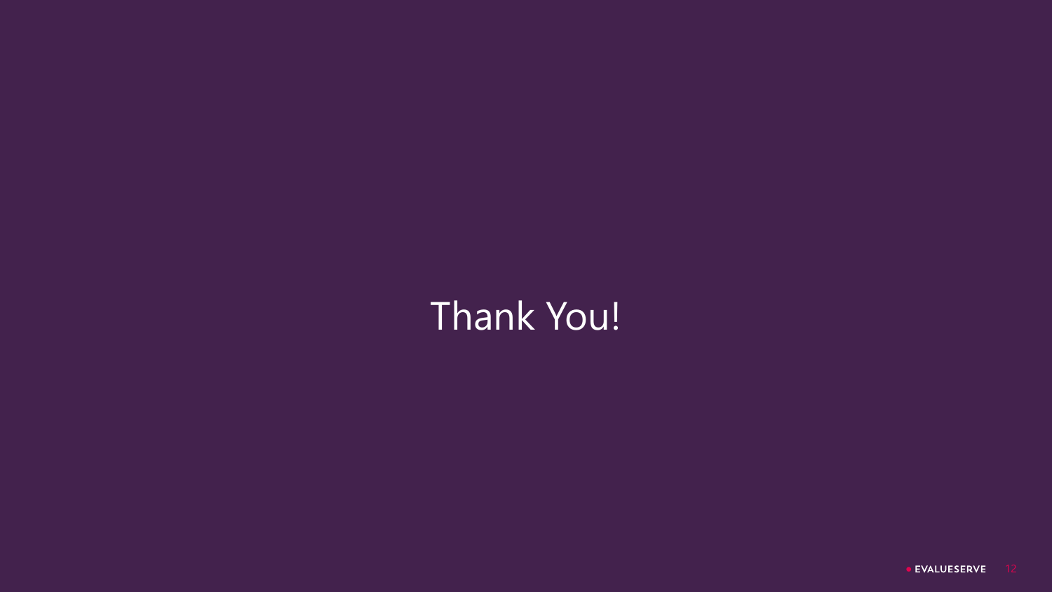# Thank You!